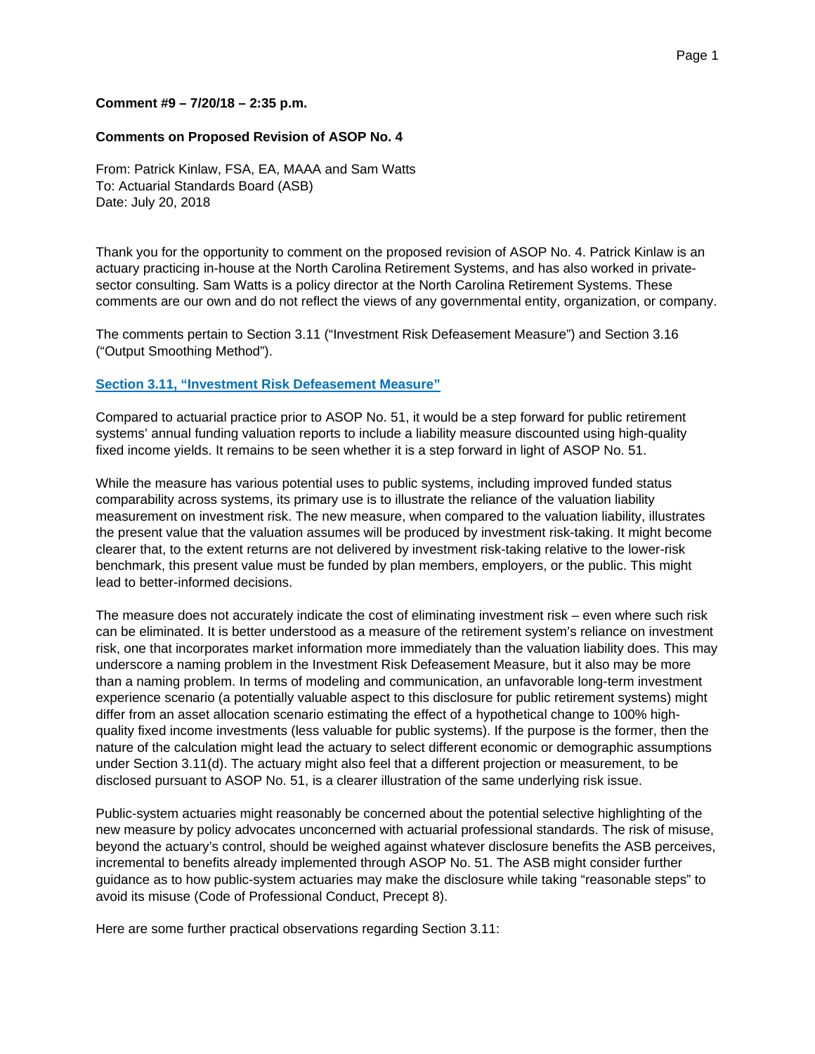**Comment #9 – 7/20/18 – 2:35 p.m.**

**Comments on Proposed Revision of ASOP No. 4**

From: Patrick Kinlaw, FSA, EA, MAAA and Sam Watts
To: Actuarial Standards Board (ASB)
Date: July 20, 2018

Thank you for the opportunity to comment on the proposed revision of ASOP No. 4. Patrick Kinlaw is an actuary practicing in-house at the North Carolina Retirement Systems, and has also worked in private-sector consulting. Sam Watts is a policy director at the North Carolina Retirement Systems. These comments are our own and do not reflect the views of any governmental entity, organization, or company.

The comments pertain to Section 3.11 ("Investment Risk Defeasement Measure") and Section 3.16 ("Output Smoothing Method").

**Section 3.11, "Investment Risk Defeasement Measure"**

Compared to actuarial practice prior to ASOP No. 51, it would be a step forward for public retirement systems' annual funding valuation reports to include a liability measure discounted using high-quality fixed income yields. It remains to be seen whether it is a step forward in light of ASOP No. 51.

While the measure has various potential uses to public systems, including improved funded status comparability across systems, its primary use is to illustrate the reliance of the valuation liability measurement on investment risk. The new measure, when compared to the valuation liability, illustrates the present value that the valuation assumes will be produced by investment risk-taking. It might become clearer that, to the extent returns are not delivered by investment risk-taking relative to the lower-risk benchmark, this present value must be funded by plan members, employers, or the public. This might lead to better-informed decisions.

The measure does not accurately indicate the cost of eliminating investment risk – even where such risk can be eliminated. It is better understood as a measure of the retirement system's reliance on investment risk, one that incorporates market information more immediately than the valuation liability does. This may underscore a naming problem in the Investment Risk Defeasement Measure, but it also may be more than a naming problem. In terms of modeling and communication, an unfavorable long-term investment experience scenario (a potentially valuable aspect to this disclosure for public retirement systems) might differ from an asset allocation scenario estimating the effect of a hypothetical change to 100% high-quality fixed income investments (less valuable for public systems). If the purpose is the former, then the nature of the calculation might lead the actuary to select different economic or demographic assumptions under Section 3.11(d). The actuary might also feel that a different projection or measurement, to be disclosed pursuant to ASOP No. 51, is a clearer illustration of the same underlying risk issue.

Public-system actuaries might reasonably be concerned about the potential selective highlighting of the new measure by policy advocates unconcerned with actuarial professional standards. The risk of misuse, beyond the actuary's control, should be weighed against whatever disclosure benefits the ASB perceives, incremental to benefits already implemented through ASOP No. 51. The ASB might consider further guidance as to how public-system actuaries may make the disclosure while taking "reasonable steps" to avoid its misuse (Code of Professional Conduct, Precept 8).

Here are some further practical observations regarding Section 3.11: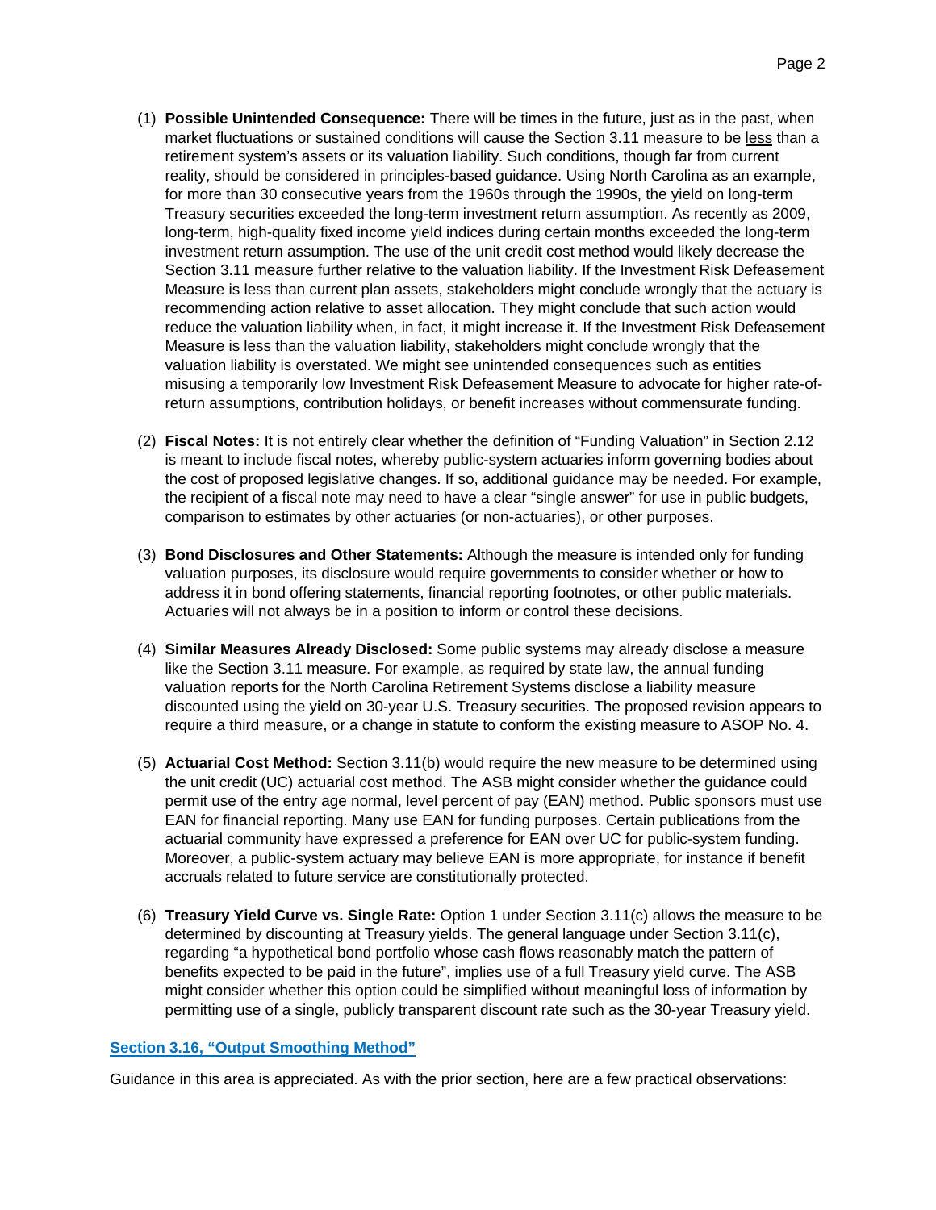1. **Possible Unintended Consequence:** There will be times in the future, just as in the past, when market fluctuations or sustained conditions will cause the Section 3.11 measure to be less than a retirement system's assets or its valuation liability. Such conditions, though far from current reality, should be considered in principles-based guidance. Using North Carolina as an example, for more than 30 consecutive years from the 1960s through the 1990s, the yield on long-term Treasury securities exceeded the long-term investment return assumption. As recently as 2009, long-term, high-quality fixed income yield indices during certain months exceeded the long-term investment return assumption. The use of the unit credit cost method would likely decrease the Section 3.11 measure further relative to the valuation liability. If the Investment Risk Defeasement Measure is less than current plan assets, stakeholders might conclude wrongly that the actuary is recommending action relative to asset allocation. They might conclude that such action would reduce the valuation liability when, in fact, it might increase it. If the Investment Risk Defeasement Measure is less than the valuation liability, stakeholders might conclude wrongly that the valuation liability is overstated. We might see unintended consequences such as entities misusing a temporarily low Investment Risk Defeasement Measure to advocate for higher rate-of-return assumptions, contribution holidays, or benefit increases without commensurate funding.

2. **Fiscal Notes:** It is not entirely clear whether the definition of "Funding Valuation" in Section 2.12 is meant to include fiscal notes, whereby public-system actuaries inform governing bodies about the cost of proposed legislative changes. If so, additional guidance may be needed. For example, the recipient of a fiscal note may need to have a clear "single answer" for use in public budgets, comparison to estimates by other actuaries (or non-actuaries), or other purposes.

3. **Bond Disclosures and Other Statements:** Although the measure is intended only for funding valuation purposes, its disclosure would require governments to consider whether or how to address it in bond offering statements, financial reporting footnotes, or other public materials. Actuaries will not always be in a position to inform or control these decisions.

4. **Similar Measures Already Disclosed:** Some public systems may already disclose a measure like the Section 3.11 measure. For example, as required by state law, the annual funding valuation reports for the North Carolina Retirement Systems disclose a liability measure discounted using the yield on 30-year U.S. Treasury securities. The proposed revision appears to require a third measure, or a change in statute to conform the existing measure to ASOP No. 4.

5. **Actuarial Cost Method:** Section 3.11(b) would require the new measure to be determined using the unit credit (UC) actuarial cost method. The ASB might consider whether the guidance could permit use of the entry age normal, level percent of pay (EAN) method. Public sponsors must use EAN for financial reporting. Many use EAN for funding purposes. Certain publications from the actuarial community have expressed a preference for EAN over UC for public-system funding. Moreover, a public-system actuary may believe EAN is more appropriate, for instance if benefit accruals related to future service are constitutionally protected.

6. **Treasury Yield Curve vs. Single Rate:** Option 1 under Section 3.11(c) allows the measure to be determined by discounting at Treasury yields. The general language under Section 3.11(c), regarding "a hypothetical bond portfolio whose cash flows reasonably match the pattern of benefits expected to be paid in the future", implies use of a full Treasury yield curve. The ASB might consider whether this option could be simplified without meaningful loss of information by permitting use of a single, publicly transparent discount rate such as the 30-year Treasury yield.

**Section 3.16, "Output Smoothing Method"**

Guidance in this area is appreciated. As with the prior section, here are a few practical observations: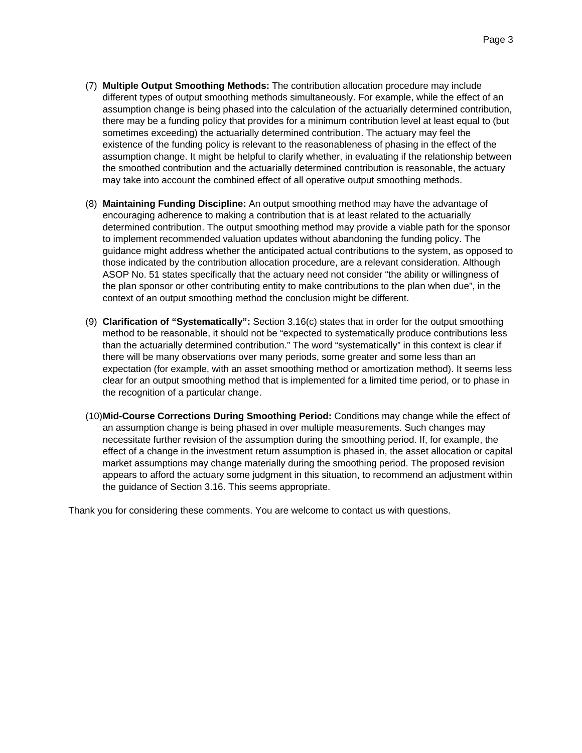(7) **Multiple Output Smoothing Methods:** The contribution allocation procedure may include different types of output smoothing methods simultaneously. For example, while the effect of an assumption change is being phased into the calculation of the actuarially determined contribution, there may be a funding policy that provides for a minimum contribution level at least equal to (but sometimes exceeding) the actuarially determined contribution. The actuary may feel the existence of the funding policy is relevant to the reasonableness of phasing in the effect of the assumption change. It might be helpful to clarify whether, in evaluating if the relationship between the smoothed contribution and the actuarially determined contribution is reasonable, the actuary may take into account the combined effect of all operative output smoothing methods.

(8) **Maintaining Funding Discipline:** An output smoothing method may have the advantage of encouraging adherence to making a contribution that is at least related to the actuarially determined contribution. The output smoothing method may provide a viable path for the sponsor to implement recommended valuation updates without abandoning the funding policy. The guidance might address whether the anticipated actual contributions to the system, as opposed to those indicated by the contribution allocation procedure, are a relevant consideration. Although ASOP No. 51 states specifically that the actuary need not consider "the ability or willingness of the plan sponsor or other contributing entity to make contributions to the plan when due", in the context of an output smoothing method the conclusion might be different.

(9) **Clarification of "Systematically":** Section 3.16(c) states that in order for the output smoothing method to be reasonable, it should not be "expected to systematically produce contributions less than the actuarially determined contribution." The word "systematically" in this context is clear if there will be many observations over many periods, some greater and some less than an expectation (for example, with an asset smoothing method or amortization method). It seems less clear for an output smoothing method that is implemented for a limited time period, or to phase in the recognition of a particular change.

(10) **Mid-Course Corrections During Smoothing Period:** Conditions may change while the effect of an assumption change is being phased in over multiple measurements. Such changes may necessitate further revision of the assumption during the smoothing period. If, for example, the effect of a change in the investment return assumption is phased in, the asset allocation or capital market assumptions may change materially during the smoothing period. The proposed revision appears to afford the actuary some judgment in this situation, to recommend an adjustment within the guidance of Section 3.16. This seems appropriate.

Thank you for considering these comments. You are welcome to contact us with questions.